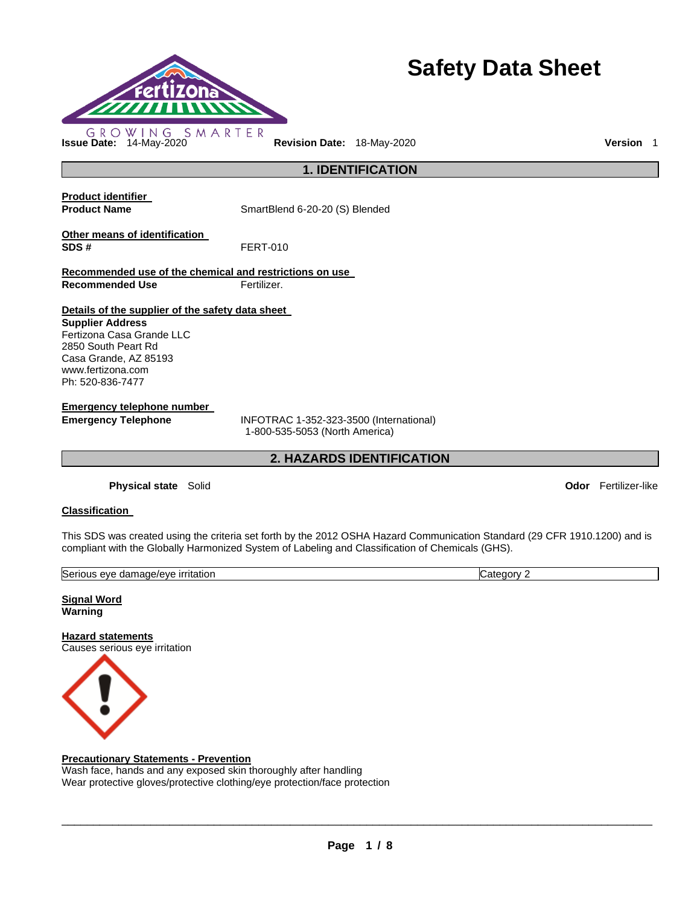# Safety Data Sheet

GROWING SMARTER

**Issue Date:** 14-May-2020 **Revision Date:** 18-May-2020 **Version** 1

## 1. IDENTIFICATION

**Product identifier**

**Product Name** SmartBlend 6-20-20 (S) Blended

**Other means of identification**

**SDS #** FERT-010

**Recommended use of the chemical and restrictions on use**

**Recommended Use** Fertilizer.

**Details of the supplier of the safety data sheet**

**Supplier Address**
Fertizona Casa Grande LLC
2850 South Peart Rd
Casa Grande, AZ 85193
www.fertizona.com
Ph: 520-836-7477

**Emergency telephone number**

**Emergency Telephone** INFOTRAC 1-352-323-3500 (International)
1-800-535-5053 (North America)

## 2. HAZARDS IDENTIFICATION

**Physical state** Solid **Odor** Fertilizer-like

**Classification**

This SDS was created using the criteria set forth by the 2012 OSHA Hazard Communication Standard (29 CFR 1910.1200) and is compliant with the Globally Harmonized System of Labeling and Classification of Chemicals (GHS).

| Serious eye damage/eye irritation | Category 2 |
|---|---|

**Signal Word**
**Warning**

**Hazard statements**
Causes serious eye irritation

**Precautionary Statements - Prevention**
Wash face, hands and any exposed skin thoroughly after handling
Wear protective gloves/protective clothing/eye protection/face protection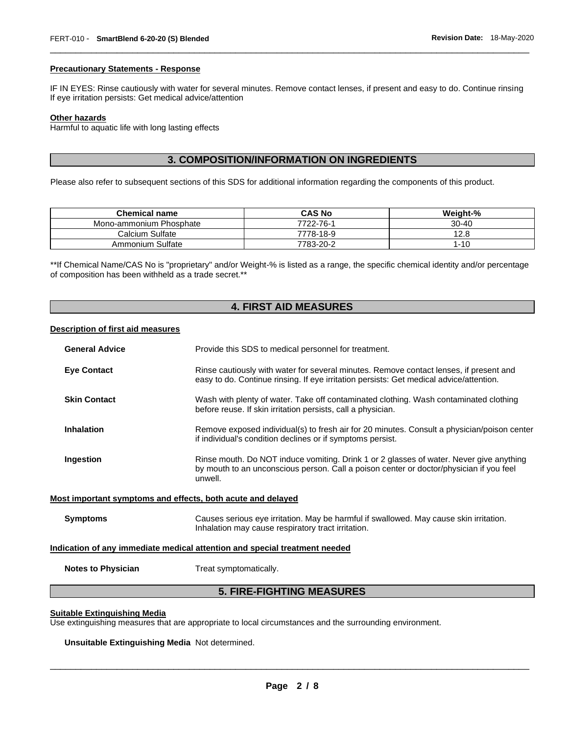**Precautionary Statements - Response**

IF IN EYES: Rinse cautiously with water for several minutes. Remove contact lenses, if present and easy to do. Continue rinsing
If eye irritation persists: Get medical advice/attention

**Other hazards**

Harmful to aquatic life with long lasting effects

## 3. COMPOSITION/INFORMATION ON INGREDIENTS

Please also refer to subsequent sections of this SDS for additional information regarding the components of this product.

| Chemical name | CAS No | Weight-% |
|---|---|---|
| Mono-ammonium Phosphate | 7722-76-1 | 30-40 |
| Calcium Sulfate | 7778-18-9 | 12.8 |
| Ammonium Sulfate | 7783-20-2 | 1-10 |

**If Chemical Name/CAS No is "proprietary" and/or Weight-% is listed as a range, the specific chemical identity and/or percentage of composition has been withheld as a trade secret.**

## 4. FIRST AID MEASURES

**Description of first aid measures**

**General Advice** Provide this SDS to medical personnel for treatment.

**Eye Contact** Rinse cautiously with water for several minutes. Remove contact lenses, if present and easy to do. Continue rinsing. If eye irritation persists: Get medical advice/attention.

**Skin Contact** Wash with plenty of water. Take off contaminated clothing. Wash contaminated clothing before reuse. If skin irritation persists, call a physician.

**Inhalation** Remove exposed individual(s) to fresh air for 20 minutes. Consult a physician/poison center if individual's condition declines or if symptoms persist.

**Ingestion** Rinse mouth. Do NOT induce vomiting. Drink 1 or 2 glasses of water. Never give anything by mouth to an unconscious person. Call a poison center or doctor/physician if you feel unwell.

**Most important symptoms and effects, both acute and delayed**

**Symptoms** Causes serious eye irritation. May be harmful if swallowed. May cause skin irritation. Inhalation may cause respiratory tract irritation.

**Indication of any immediate medical attention and special treatment needed**

**Notes to Physician** Treat symptomatically.

## 5. FIRE-FIGHTING MEASURES

**Suitable Extinguishing Media**

Use extinguishing measures that are appropriate to local circumstances and the surrounding environment.

**Unsuitable Extinguishing Media** Not determined.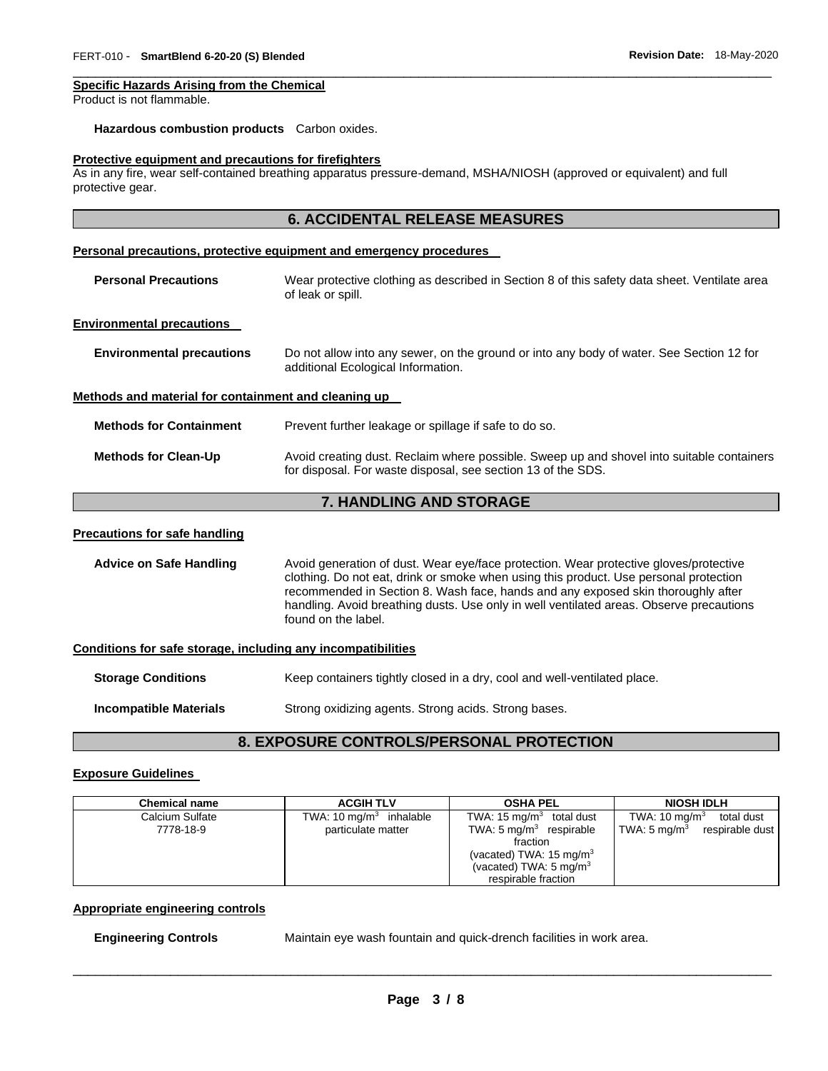**Specific Hazards Arising from the Chemical**

Product is not flammable.

**Hazardous combustion products** Carbon oxides.

**Protective equipment and precautions for firefighters**

As in any fire, wear self-contained breathing apparatus pressure-demand, MSHA/NIOSH (approved or equivalent) and full protective gear.

## 6. ACCIDENTAL RELEASE MEASURES

**Personal precautions, protective equipment and emergency procedures**

**Personal Precautions** Wear protective clothing as described in Section 8 of this safety data sheet. Ventilate area of leak or spill.

**Environmental precautions**

**Environmental precautions** Do not allow into any sewer, on the ground or into any body of water. See Section 12 for additional Ecological Information.

**Methods and material for containment and cleaning up**

**Methods for Containment** Prevent further leakage or spillage if safe to do so.

**Methods for Clean-Up** Avoid creating dust. Reclaim where possible. Sweep up and shovel into suitable containers for disposal. For waste disposal, see section 13 of the SDS.

## 7. HANDLING AND STORAGE

**Precautions for safe handling**

**Advice on Safe Handling** Avoid generation of dust. Wear eye/face protection. Wear protective gloves/protective clothing. Do not eat, drink or smoke when using this product. Use personal protection recommended in Section 8. Wash face, hands and any exposed skin thoroughly after handling. Avoid breathing dusts. Use only in well ventilated areas. Observe precautions found on the label.

**Conditions for safe storage, including any incompatibilities**

**Storage Conditions** Keep containers tightly closed in a dry, cool and well-ventilated place.

**Incompatible Materials** Strong oxidizing agents. Strong acids. Strong bases.

## 8. EXPOSURE CONTROLS/PERSONAL PROTECTION

**Exposure Guidelines**

| Chemical name | ACGIH TLV | OSHA PEL | NIOSH IDLH |
|---|---|---|---|
| Calcium Sulfate 7778-18-9 | TWA: 10 mg/m$^3$ inhalable particulate matter | TWA: 15 mg/m$^3$ total dust<br>TWA: 5 mg/m$^3$ respirable fraction<br>(vacated) TWA: 15 mg/m$^3$<br>(vacated) TWA: 5 mg/m$^3$ respirable fraction | TWA: 10 mg/m$^3$ total dust<br>TWA: 5 mg/m$^3$ respirable dust |

**Appropriate engineering controls**

**Engineering Controls** Maintain eye wash fountain and quick-drench facilities in work area.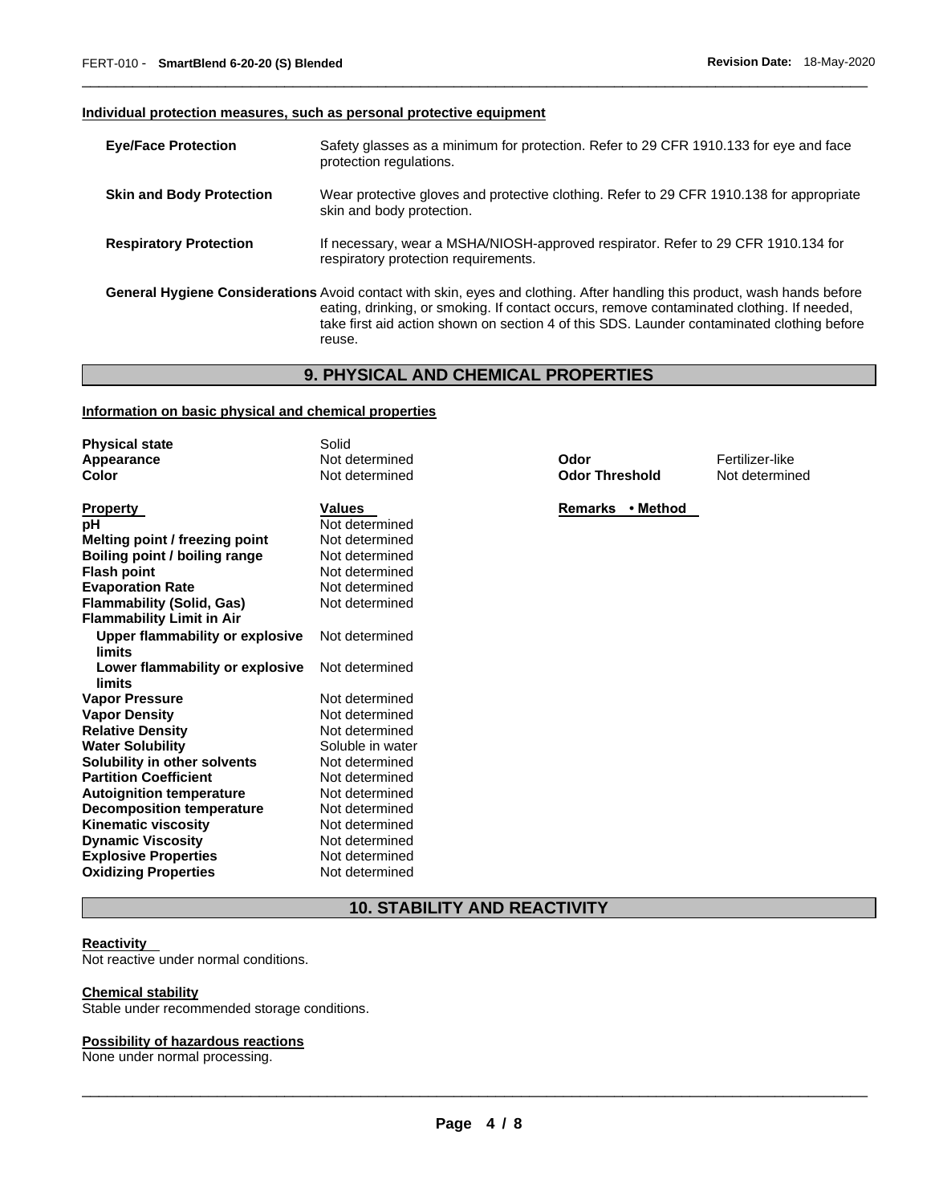**Individual protection measures, such as personal protective equipment**

| | |
|---|---|
| **Eye/Face Protection** | Safety glasses as a minimum for protection. Refer to 29 CFR 1910.133 for eye and face protection regulations. |
| **Skin and Body Protection** | Wear protective gloves and protective clothing. Refer to 29 CFR 1910.138 for appropriate skin and body protection. |
| **Respiratory Protection** | If necessary, wear a MSHA/NIOSH-approved respirator. Refer to 29 CFR 1910.134 for respiratory protection requirements. |
| **General Hygiene Considerations** | Avoid contact with skin, eyes and clothing. After handling this product, wash hands before eating, drinking, or smoking. If contact occurs, remove contaminated clothing. If needed, take first aid action shown on section 4 of this SDS. Launder contaminated clothing before reuse. |

## 9. PHYSICAL AND CHEMICAL PROPERTIES

**Information on basic physical and chemical properties**

| | | | |
|---|---|---|---|
| **Physical state** | Solid | | |
| **Appearance** | Not determined | **Odor** | Fertilizer-like |
| **Color** | Not determined | **Odor Threshold** | Not determined |

| **Property** | **Values** | **Remarks • Method** |
|---|---|---|
| **pH** | Not determined | |
| **Melting point / freezing point** | Not determined | |
| **Boiling point / boiling range** | Not determined | |
| **Flash point** | Not determined | |
| **Evaporation Rate** | Not determined | |
| **Flammability (Solid, Gas)** | Not determined | |
| **Flammability Limit in Air** | | |
| **Upper flammability or explosive limits** | Not determined | |
| **Lower flammability or explosive limits** | Not determined | |
| **Vapor Pressure** | Not determined | |
| **Vapor Density** | Not determined | |
| **Relative Density** | Not determined | |
| **Water Solubility** | Soluble in water | |
| **Solubility in other solvents** | Not determined | |
| **Partition Coefficient** | Not determined | |
| **Autoignition temperature** | Not determined | |
| **Decomposition temperature** | Not determined | |
| **Kinematic viscosity** | Not determined | |
| **Dynamic Viscosity** | Not determined | |
| **Explosive Properties** | Not determined | |
| **Oxidizing Properties** | Not determined | |

## 10. STABILITY AND REACTIVITY

**Reactivity**

Not reactive under normal conditions.

**Chemical stability**

Stable under recommended storage conditions.

**Possibility of hazardous reactions**

None under normal processing.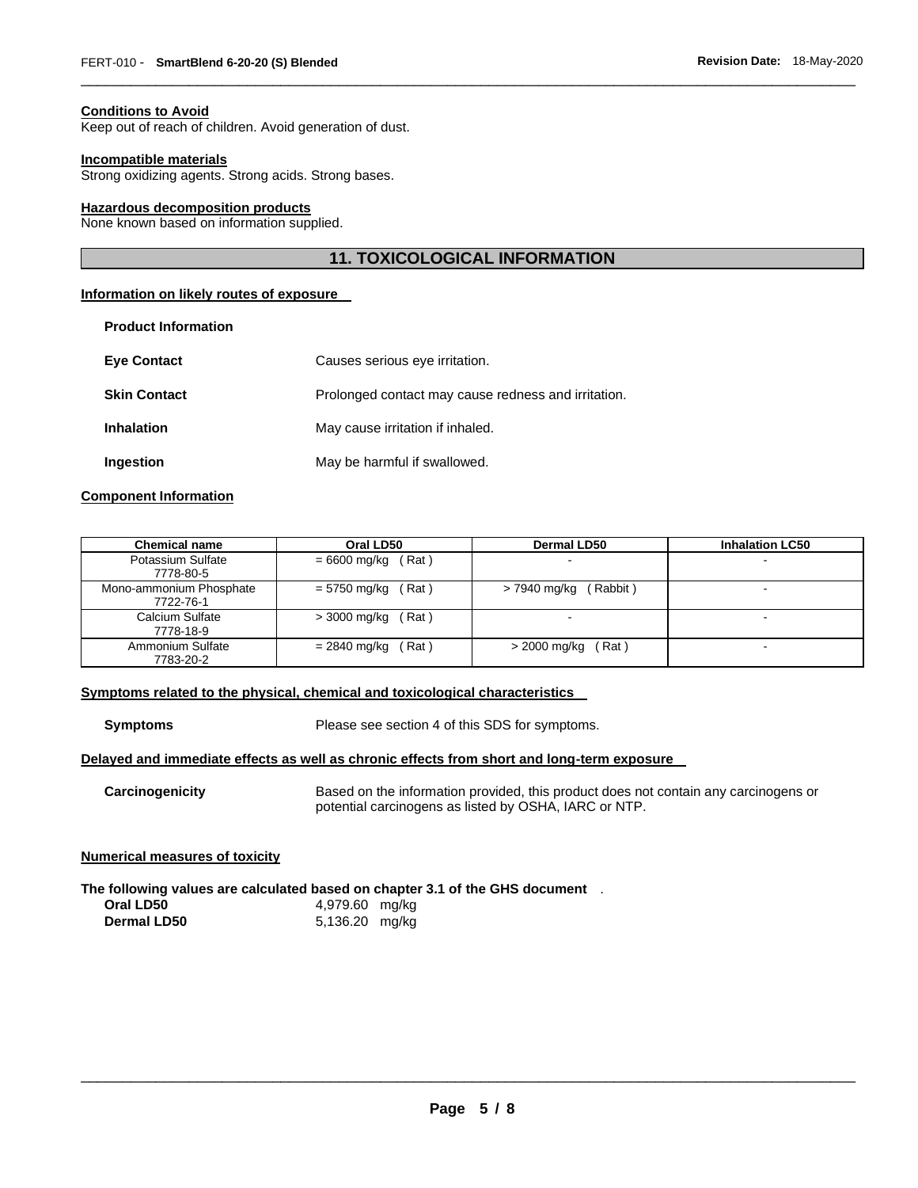**Conditions to Avoid**
Keep out of reach of children. Avoid generation of dust.

**Incompatible materials**
Strong oxidizing agents. Strong acids. Strong bases.

**Hazardous decomposition products**
None known based on information supplied.

## 11. TOXICOLOGICAL INFORMATION

**Information on likely routes of exposure**

**Product Information**

| | |
|---|---|
| **Eye Contact** | Causes serious eye irritation. |
| **Skin Contact** | Prolonged contact may cause redness and irritation. |
| **Inhalation** | May cause irritation if inhaled. |
| **Ingestion** | May be harmful if swallowed. |

**Component Information**

| Chemical name | Oral LD50 | Dermal LD50 | Inhalation LC50 |
|---|---|---|---|
| Potassium Sulfate 7778-80-5 | = 6600 mg/kg ( Rat ) | - | - |
| Mono-ammonium Phosphate 7722-76-1 | = 5750 mg/kg ( Rat ) | > 7940 mg/kg ( Rabbit ) | - |
| Calcium Sulfate 7778-18-9 | > 3000 mg/kg ( Rat ) | - | - |
| Ammonium Sulfate 7783-20-2 | = 2840 mg/kg ( Rat ) | > 2000 mg/kg ( Rat ) | - |

**Symptoms related to the physical, chemical and toxicological characteristics**

**Symptoms** Please see section 4 of this SDS for symptoms.

**Delayed and immediate effects as well as chronic effects from short and long-term exposure**

**Carcinogenicity** Based on the information provided, this product does not contain any carcinogens or potential carcinogens as listed by OSHA, IARC or NTP.

**Numerical measures of toxicity**

**The following values are calculated based on chapter 3.1 of the GHS document** .

| | |
|---|---|
| **Oral LD50** | 4,979.60 mg/kg |
| **Dermal LD50** | 5,136.20 mg/kg |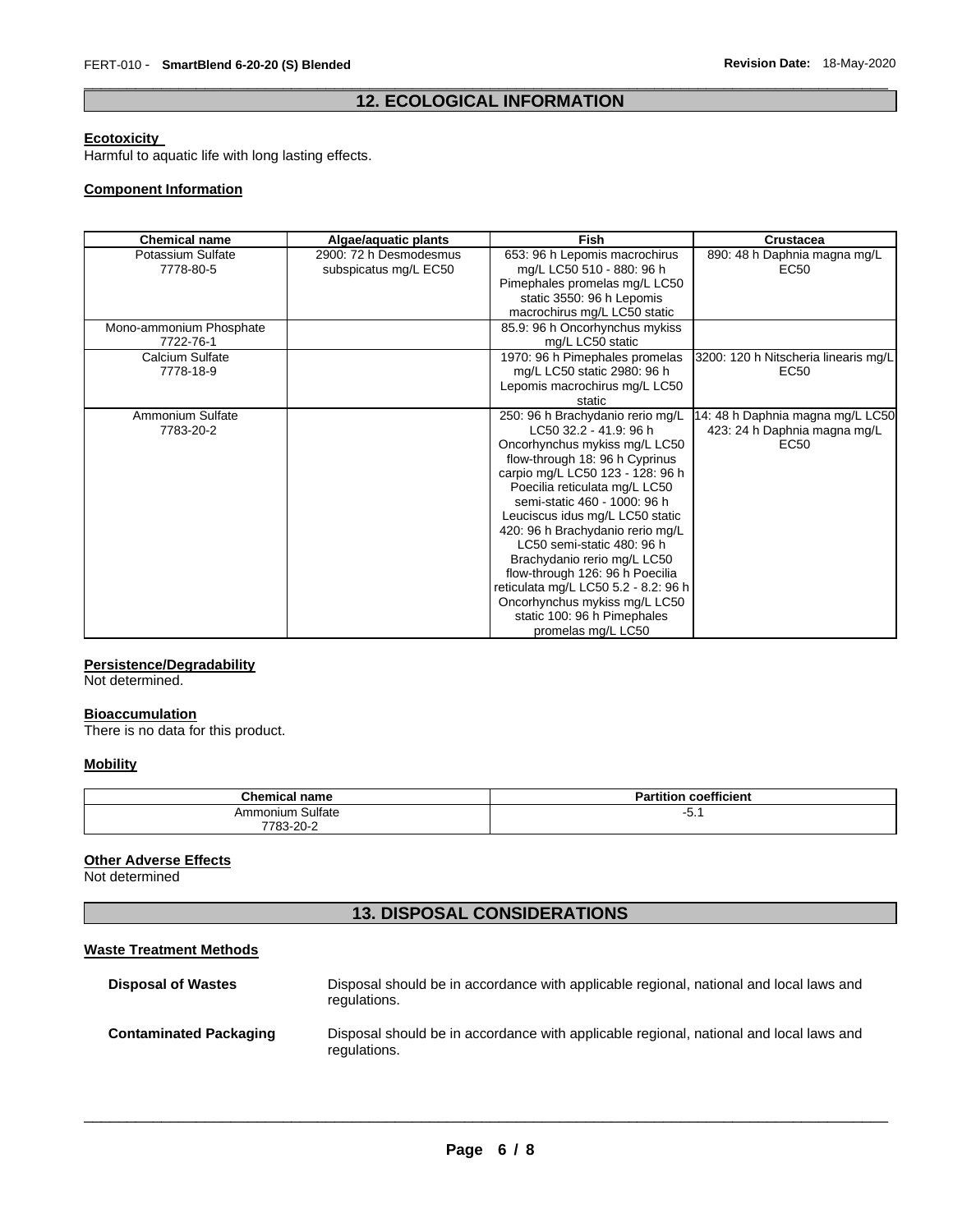## 12. ECOLOGICAL INFORMATION

### Ecotoxicity

Harmful to aquatic life with long lasting effects.

### Component Information

| Chemical name | Algae/aquatic plants | Fish | Crustacea |
|---|---|---|---|
| Potassium Sulfate 7778-80-5 | 2900: 72 h Desmodesmus subspicatus mg/L EC50 | 653: 96 h Lepomis macrochirus mg/L LC50 510 - 880: 96 h Pimephales promelas mg/L LC50 static 3550: 96 h Lepomis macrochirus mg/L LC50 static | 890: 48 h Daphnia magna mg/L EC50 |
| Mono-ammonium Phosphate 7722-76-1 | | 85.9: 96 h Oncorhynchus mykiss mg/L LC50 static | |
| Calcium Sulfate 7778-18-9 | | 1970: 96 h Pimephales promelas mg/L LC50 static 2980: 96 h Lepomis macrochirus mg/L LC50 static | 3200: 120 h Nitscheria linearis mg/L EC50 |
| Ammonium Sulfate 7783-20-2 | | 250: 96 h Brachydanio rerio mg/L LC50 32.2 - 41.9: 96 h Oncorhynchus mykiss mg/L LC50 flow-through 18: 96 h Cyprinus carpio mg/L LC50 123 - 128: 96 h Poecilia reticulata mg/L LC50 semi-static 460 - 1000: 96 h Leuciscus idus mg/L LC50 static 420: 96 h Brachydanio rerio mg/L LC50 semi-static 480: 96 h Brachydanio rerio mg/L LC50 flow-through 126: 96 h Poecilia reticulata mg/L LC50 5.2 - 8.2: 96 h Oncorhynchus mykiss mg/L LC50 static 100: 96 h Pimephales promelas mg/L LC50 | 14: 48 h Daphnia magna mg/L LC50 423: 24 h Daphnia magna mg/L EC50 |

### Persistence/Degradability

Not determined.

### Bioaccumulation

There is no data for this product.

### Mobility

| Chemical name | Partition coefficient |
|---|---|
| Ammonium Sulfate 7783-20-2 | -5.1 |

### Other Adverse Effects

Not determined

## 13. DISPOSAL CONSIDERATIONS

### Waste Treatment Methods

**Disposal of Wastes** Disposal should be in accordance with applicable regional, national and local laws and regulations.

**Contaminated Packaging** Disposal should be in accordance with applicable regional, national and local laws and regulations.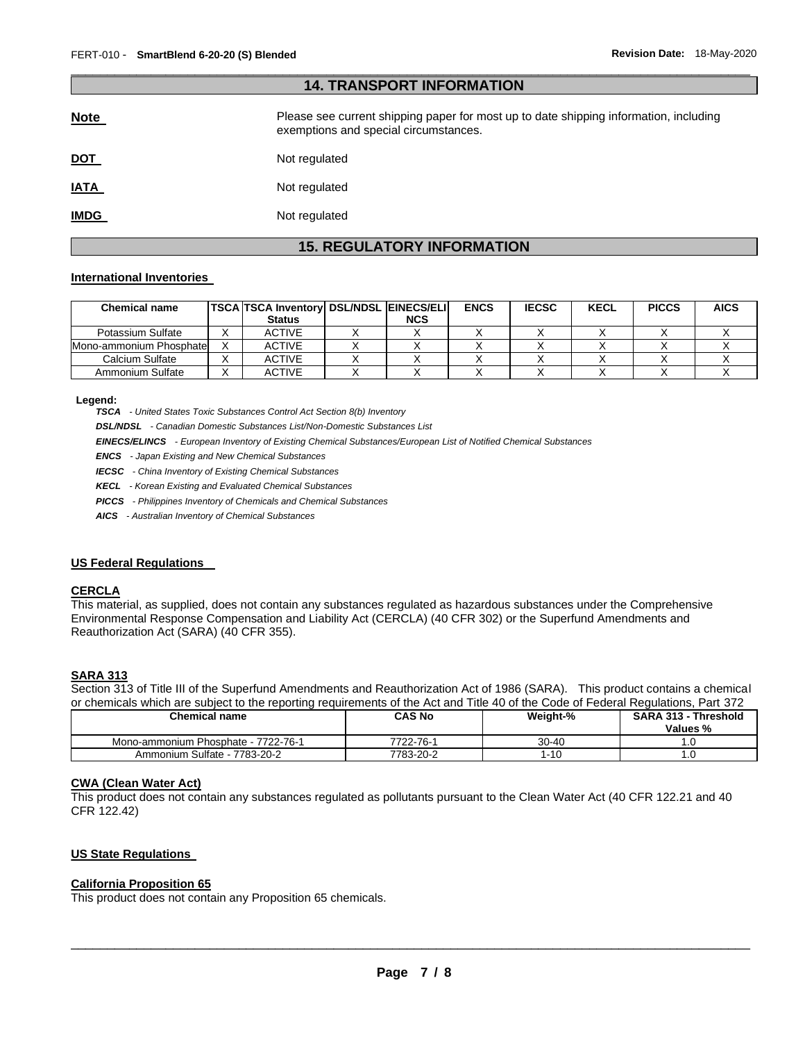## 14. TRANSPORT INFORMATION

**Note** Please see current shipping paper for most up to date shipping information, including exemptions and special circumstances.

**DOT** Not regulated

**IATA** Not regulated

**IMDG** Not regulated

## 15. REGULATORY INFORMATION

### International Inventories

| Chemical name | TSCA | TSCA Inventory Status | DSL/NDSL | EINECS/ELINCS | ENCS | IECSC | KECL | PICCS | AICS |
|---|---|---|---|---|---|---|---|---|---|
| Potassium Sulfate | X | ACTIVE | X | X | X | X | X | X | X |
| Mono-ammonium Phosphate | X | ACTIVE | X | X | X | X | X | X | X |
| Calcium Sulfate | X | ACTIVE | X | X | X | X | X | X | X |
| Ammonium Sulfate | X | ACTIVE | X | X | X | X | X | X | X |

**Legend:**

***TSCA*** *- United States Toxic Substances Control Act Section 8(b) Inventory*

***DSL/NDSL*** *- Canadian Domestic Substances List/Non-Domestic Substances List*

***EINECS/ELINCS*** *- European Inventory of Existing Chemical Substances/European List of Notified Chemical Substances*

***ENCS*** *- Japan Existing and New Chemical Substances*

***IECSC*** *- China Inventory of Existing Chemical Substances*

***KECL*** *- Korean Existing and Evaluated Chemical Substances*

***PICCS*** *- Philippines Inventory of Chemicals and Chemical Substances*

***AICS*** *- Australian Inventory of Chemical Substances*

### US Federal Regulations

**CERCLA**

This material, as supplied, does not contain any substances regulated as hazardous substances under the Comprehensive Environmental Response Compensation and Liability Act (CERCLA) (40 CFR 302) or the Superfund Amendments and Reauthorization Act (SARA) (40 CFR 355).

**SARA 313**

Section 313 of Title III of the Superfund Amendments and Reauthorization Act of 1986 (SARA). This product contains a chemical or chemicals which are subject to the reporting requirements of the Act and Title 40 of the Code of Federal Regulations, Part 372

| Chemical name | CAS No | Weight-% | SARA 313 - Threshold Values % |
|---|---|---|---|
| Mono-ammonium Phosphate - 7722-76-1 | 7722-76-1 | 30-40 | 1.0 |
| Ammonium Sulfate - 7783-20-2 | 7783-20-2 | 1-10 | 1.0 |

**CWA (Clean Water Act)**

This product does not contain any substances regulated as pollutants pursuant to the Clean Water Act (40 CFR 122.21 and 40 CFR 122.42)

### US State Regulations

**California Proposition 65**

This product does not contain any Proposition 65 chemicals.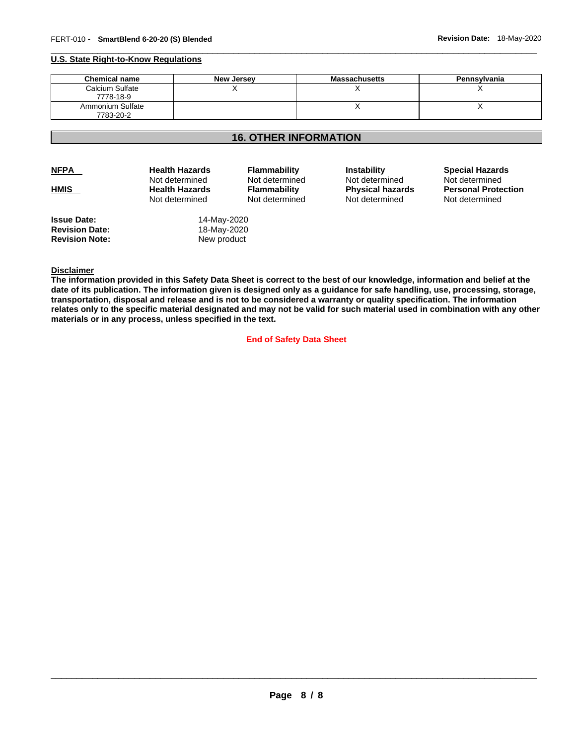### U.S. State Right-to-Know Regulations

| Chemical name | New Jersey | Massachusetts | Pennsylvania |
|---|---|---|---|
| Calcium Sulfate 7778-18-9 | X | X | X |
| Ammonium Sulfate 7783-20-2 | | X | X |

## 16. OTHER INFORMATION

| | | | | |
|---|---|---|---|---|
| **NFPA** | **Health Hazards** Not determined | **Flammability** Not determined | **Instability** Not determined | **Special Hazards** Not determined |
| **HMIS** | **Health Hazards** Not determined | **Flammability** Not determined | **Physical hazards** Not determined | **Personal Protection** Not determined |

**Issue Date:** 14-May-2020
**Revision Date:** 18-May-2020
**Revision Note:** New product

**Disclaimer**

**The information provided in this Safety Data Sheet is correct to the best of our knowledge, information and belief at the date of its publication. The information given is designed only as a guidance for safe handling, use, processing, storage, transportation, disposal and release and is not to be considered a warranty or quality specification. The information relates only to the specific material designated and may not be valid for such material used in combination with any other materials or in any process, unless specified in the text.**

**End of Safety Data Sheet**